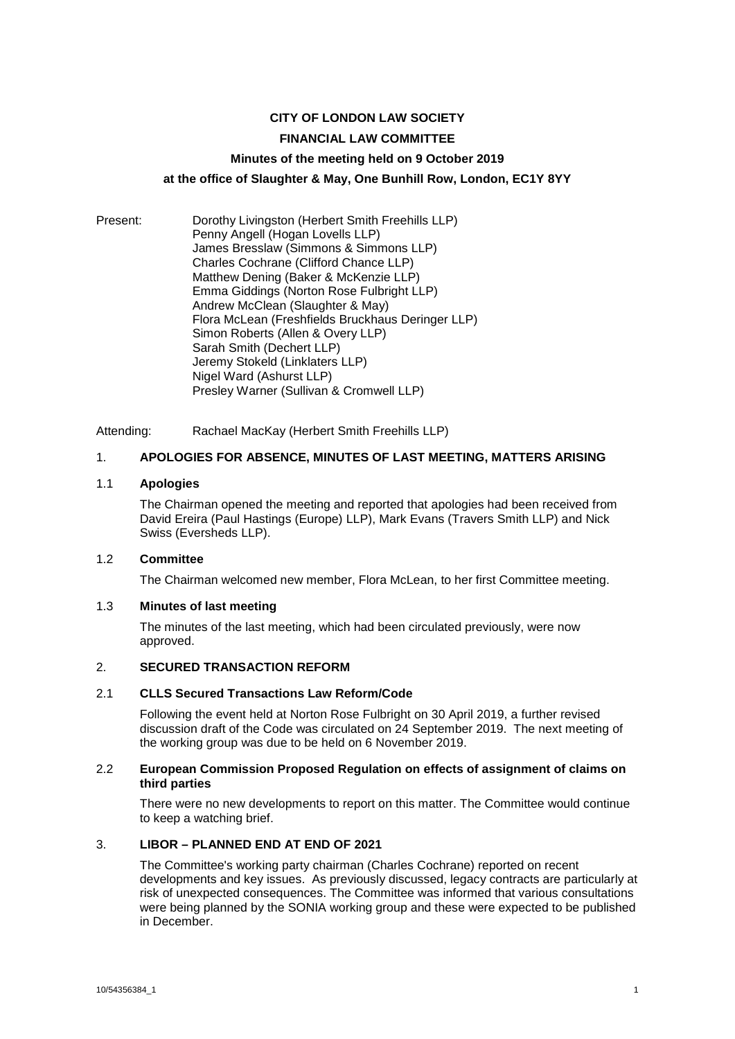**CITY OF LONDON LAW SOCIETY**

**FINANCIAL LAW COMMITTEE**

**Minutes of the meeting held on 9 October 2019**

**at the office of Slaughter & May, One Bunhill Row, London, EC1Y 8YY**

Present: Dorothy Livingston (Herbert Smith Freehills LLP)
Penny Angell (Hogan Lovells LLP)
James Bresslaw (Simmons & Simmons LLP)
Charles Cochrane (Clifford Chance LLP)
Matthew Dening (Baker & McKenzie LLP)
Emma Giddings (Norton Rose Fulbright LLP)
Andrew McClean (Slaughter & May)
Flora McLean (Freshfields Bruckhaus Deringer LLP)
Simon Roberts (Allen & Overy LLP)
Sarah Smith (Dechert LLP)
Jeremy Stokeld (Linklaters LLP)
Nigel Ward (Ashurst LLP)
Presley Warner (Sullivan & Cromwell LLP)

Attending: Rachael MacKay (Herbert Smith Freehills LLP)

## 1. APOLOGIES FOR ABSENCE, MINUTES OF LAST MEETING, MATTERS ARISING

### 1.1 Apologies

The Chairman opened the meeting and reported that apologies had been received from David Ereira (Paul Hastings (Europe) LLP), Mark Evans (Travers Smith LLP) and Nick Swiss (Eversheds LLP).

### 1.2 Committee

The Chairman welcomed new member, Flora McLean, to her first Committee meeting.

### 1.3 Minutes of last meeting

The minutes of the last meeting, which had been circulated previously, were now approved.

## 2. SECURED TRANSACTION REFORM

### 2.1 CLLS Secured Transactions Law Reform/Code

Following the event held at Norton Rose Fulbright on 30 April 2019, a further revised discussion draft of the Code was circulated on 24 September 2019. The next meeting of the working group was due to be held on 6 November 2019.

### 2.2 European Commission Proposed Regulation on effects of assignment of claims on third parties

There were no new developments to report on this matter. The Committee would continue to keep a watching brief.

## 3. LIBOR – PLANNED END AT END OF 2021

The Committee's working party chairman (Charles Cochrane) reported on recent developments and key issues. As previously discussed, legacy contracts are particularly at risk of unexpected consequences. The Committee was informed that various consultations were being planned by the SONIA working group and these were expected to be published in December.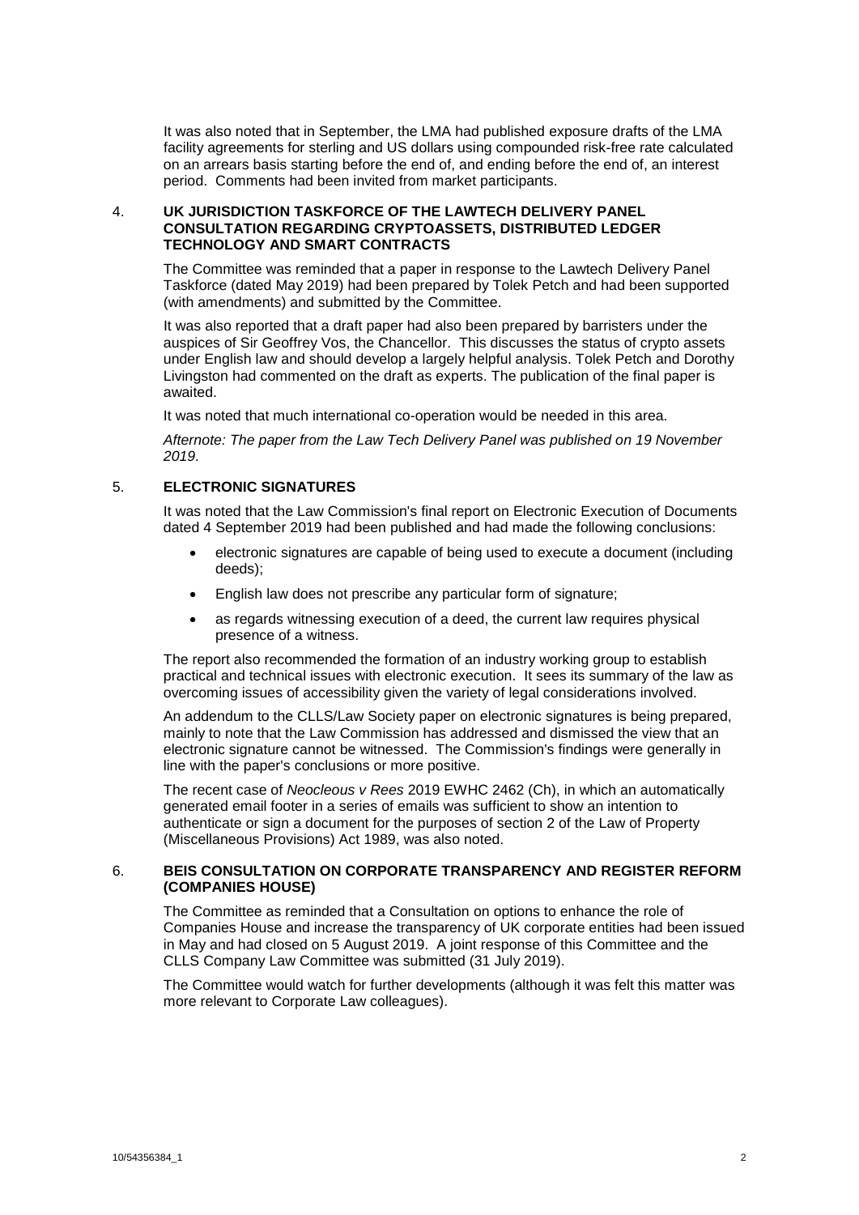It was also noted that in September, the LMA had published exposure drafts of the LMA facility agreements for sterling and US dollars using compounded risk-free rate calculated on an arrears basis starting before the end of, and ending before the end of, an interest period. Comments had been invited from market participants.

## 4. UK JURISDICTION TASKFORCE OF THE LAWTECH DELIVERY PANEL CONSULTATION REGARDING CRYPTOASSETS, DISTRIBUTED LEDGER TECHNOLOGY AND SMART CONTRACTS

The Committee was reminded that a paper in response to the Lawtech Delivery Panel Taskforce (dated May 2019) had been prepared by Tolek Petch and had been supported (with amendments) and submitted by the Committee.

It was also reported that a draft paper had also been prepared by barristers under the auspices of Sir Geoffrey Vos, the Chancellor. This discusses the status of crypto assets under English law and should develop a largely helpful analysis. Tolek Petch and Dorothy Livingston had commented on the draft as experts. The publication of the final paper is awaited.

It was noted that much international co-operation would be needed in this area.

*Afternote: The paper from the Law Tech Delivery Panel was published on 19 November 2019.*

## 5. ELECTRONIC SIGNATURES

It was noted that the Law Commission's final report on Electronic Execution of Documents dated 4 September 2019 had been published and had made the following conclusions:

- electronic signatures are capable of being used to execute a document (including deeds);
- English law does not prescribe any particular form of signature;
- as regards witnessing execution of a deed, the current law requires physical presence of a witness.

The report also recommended the formation of an industry working group to establish practical and technical issues with electronic execution. It sees its summary of the law as overcoming issues of accessibility given the variety of legal considerations involved.

An addendum to the CLLS/Law Society paper on electronic signatures is being prepared, mainly to note that the Law Commission has addressed and dismissed the view that an electronic signature cannot be witnessed. The Commission's findings were generally in line with the paper's conclusions or more positive.

The recent case of *Neocleous v Rees* 2019 EWHC 2462 (Ch), in which an automatically generated email footer in a series of emails was sufficient to show an intention to authenticate or sign a document for the purposes of section 2 of the Law of Property (Miscellaneous Provisions) Act 1989, was also noted.

## 6. BEIS CONSULTATION ON CORPORATE TRANSPARENCY AND REGISTER REFORM (COMPANIES HOUSE)

The Committee as reminded that a Consultation on options to enhance the role of Companies House and increase the transparency of UK corporate entities had been issued in May and had closed on 5 August 2019. A joint response of this Committee and the CLLS Company Law Committee was submitted (31 July 2019).

The Committee would watch for further developments (although it was felt this matter was more relevant to Corporate Law colleagues).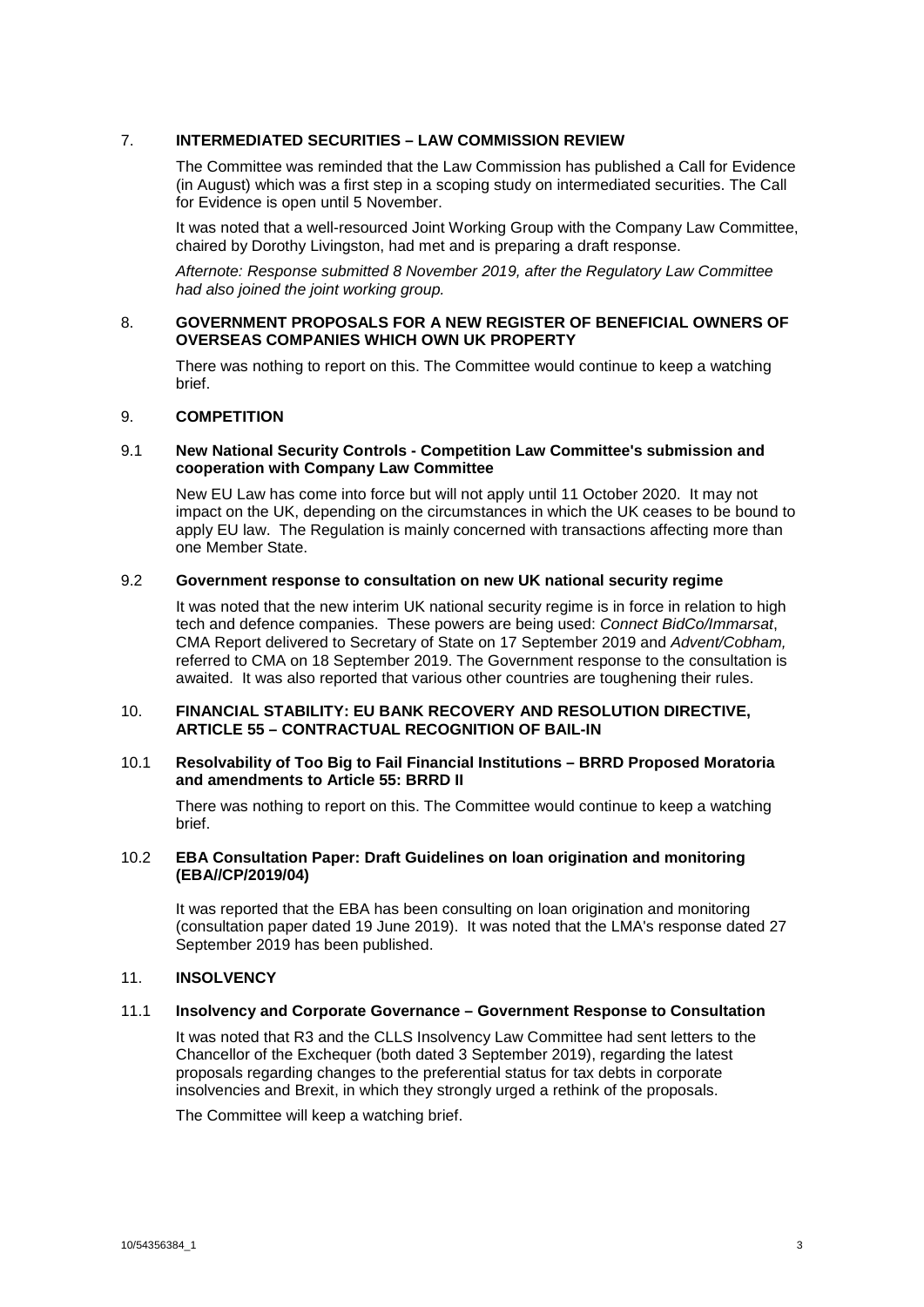## 7. INTERMEDIATED SECURITIES – LAW COMMISSION REVIEW

The Committee was reminded that the Law Commission has published a Call for Evidence (in August) which was a first step in a scoping study on intermediated securities. The Call for Evidence is open until 5 November.

It was noted that a well-resourced Joint Working Group with the Company Law Committee, chaired by Dorothy Livingston, had met and is preparing a draft response.

*Afternote: Response submitted 8 November 2019, after the Regulatory Law Committee had also joined the joint working group.*

## 8. GOVERNMENT PROPOSALS FOR A NEW REGISTER OF BENEFICIAL OWNERS OF OVERSEAS COMPANIES WHICH OWN UK PROPERTY

There was nothing to report on this. The Committee would continue to keep a watching brief.

## 9. COMPETITION

### 9.1 New National Security Controls - Competition Law Committee's submission and cooperation with Company Law Committee

New EU Law has come into force but will not apply until 11 October 2020. It may not impact on the UK, depending on the circumstances in which the UK ceases to be bound to apply EU law. The Regulation is mainly concerned with transactions affecting more than one Member State.

### 9.2 Government response to consultation on new UK national security regime

It was noted that the new interim UK national security regime is in force in relation to high tech and defence companies. These powers are being used: *Connect BidCo/Immarsat*, CMA Report delivered to Secretary of State on 17 September 2019 and *Advent/Cobham,* referred to CMA on 18 September 2019. The Government response to the consultation is awaited. It was also reported that various other countries are toughening their rules.

## 10. FINANCIAL STABILITY: EU BANK RECOVERY AND RESOLUTION DIRECTIVE, ARTICLE 55 – CONTRACTUAL RECOGNITION OF BAIL-IN

### 10.1 Resolvability of Too Big to Fail Financial Institutions – BRRD Proposed Moratoria and amendments to Article 55: BRRD II

There was nothing to report on this. The Committee would continue to keep a watching brief.

### 10.2 EBA Consultation Paper: Draft Guidelines on loan origination and monitoring (EBA//CP/2019/04)

It was reported that the EBA has been consulting on loan origination and monitoring (consultation paper dated 19 June 2019). It was noted that the LMA's response dated 27 September 2019 has been published.

## 11. INSOLVENCY

### 11.1 Insolvency and Corporate Governance – Government Response to Consultation

It was noted that R3 and the CLLS Insolvency Law Committee had sent letters to the Chancellor of the Exchequer (both dated 3 September 2019), regarding the latest proposals regarding changes to the preferential status for tax debts in corporate insolvencies and Brexit, in which they strongly urged a rethink of the proposals.

The Committee will keep a watching brief.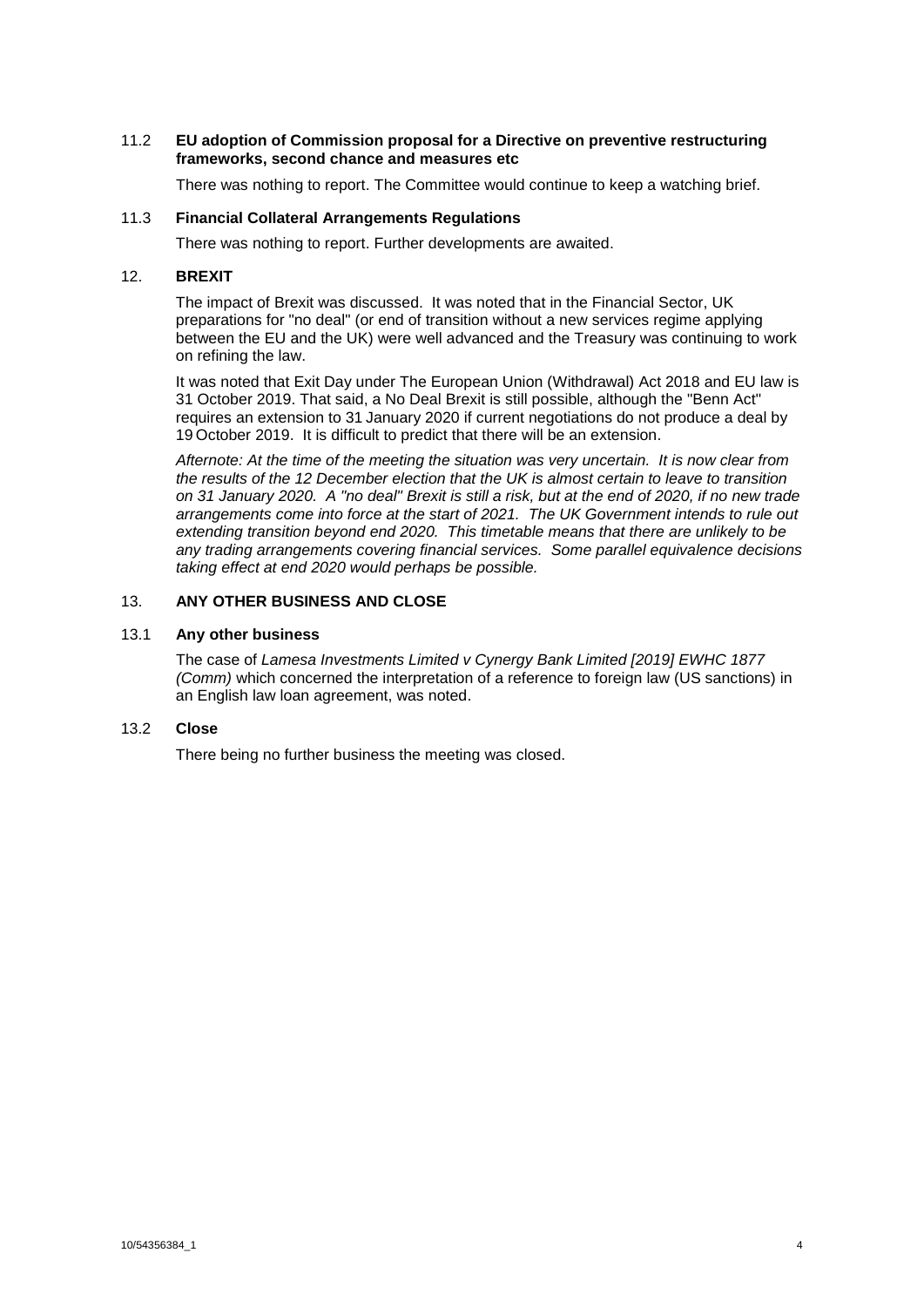### 11.2 EU adoption of Commission proposal for a Directive on preventive restructuring frameworks, second chance and measures etc

There was nothing to report. The Committee would continue to keep a watching brief.

### 11.3 Financial Collateral Arrangements Regulations

There was nothing to report. Further developments are awaited.

## 12. BREXIT

The impact of Brexit was discussed. It was noted that in the Financial Sector, UK preparations for "no deal" (or end of transition without a new services regime applying between the EU and the UK) were well advanced and the Treasury was continuing to work on refining the law.

It was noted that Exit Day under The European Union (Withdrawal) Act 2018 and EU law is 31 October 2019. That said, a No Deal Brexit is still possible, although the "Benn Act" requires an extension to 31 January 2020 if current negotiations do not produce a deal by 19 October 2019. It is difficult to predict that there will be an extension.

*Afternote: At the time of the meeting the situation was very uncertain. It is now clear from the results of the 12 December election that the UK is almost certain to leave to transition on 31 January 2020. A "no deal" Brexit is still a risk, but at the end of 2020, if no new trade arrangements come into force at the start of 2021. The UK Government intends to rule out extending transition beyond end 2020. This timetable means that there are unlikely to be any trading arrangements covering financial services. Some parallel equivalence decisions taking effect at end 2020 would perhaps be possible.*

## 13. ANY OTHER BUSINESS AND CLOSE

### 13.1 Any other business

The case of *Lamesa Investments Limited v Cynergy Bank Limited [2019] EWHC 1877 (Comm)* which concerned the interpretation of a reference to foreign law (US sanctions) in an English law loan agreement, was noted.

### 13.2 Close

There being no further business the meeting was closed.